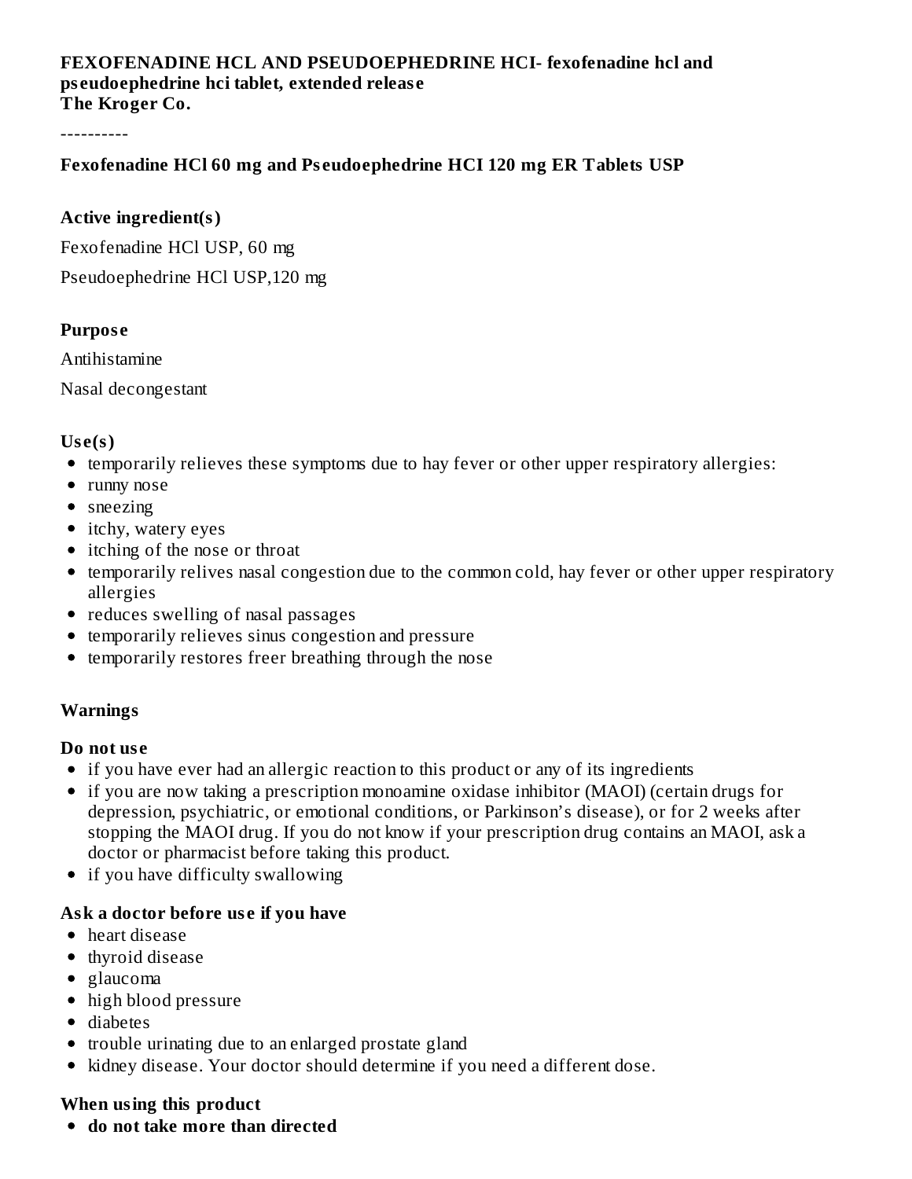**FEXOFENADINE HCL AND PSEUDOEPHEDRINE HCI- fexofenadine hcl and pseudoephedrine hci tablet, extended release**
**The Kroger Co.**

----------

**Fexofenadine HCl 60 mg and Pseudoephedrine HCI 120 mg ER Tablets USP**

**Active ingredient(s)**

Fexofenadine HCl USP, 60 mg

Pseudoephedrine HCl USP,120 mg

**Purpose**

Antihistamine

Nasal decongestant

**Use(s)**

- temporarily relieves these symptoms due to hay fever or other upper respiratory allergies:
- runny nose
- sneezing
- itchy, watery eyes
- itching of the nose or throat
- temporarily relives nasal congestion due to the common cold, hay fever or other upper respiratory allergies
- reduces swelling of nasal passages
- temporarily relieves sinus congestion and pressure
- temporarily restores freer breathing through the nose

**Warnings**

**Do not use**

- if you have ever had an allergic reaction to this product or any of its ingredients
- if you are now taking a prescription monoamine oxidase inhibitor (MAOI) (certain drugs for depression, psychiatric, or emotional conditions, or Parkinson's disease), or for 2 weeks after stopping the MAOI drug. If you do not know if your prescription drug contains an MAOI, ask a doctor or pharmacist before taking this product.
- if you have difficulty swallowing

**Ask a doctor before use if you have**

- heart disease
- thyroid disease
- glaucoma
- high blood pressure
- diabetes
- trouble urinating due to an enlarged prostate gland
- kidney disease. Your doctor should determine if you need a different dose.

**When using this product**

- **do not take more than directed**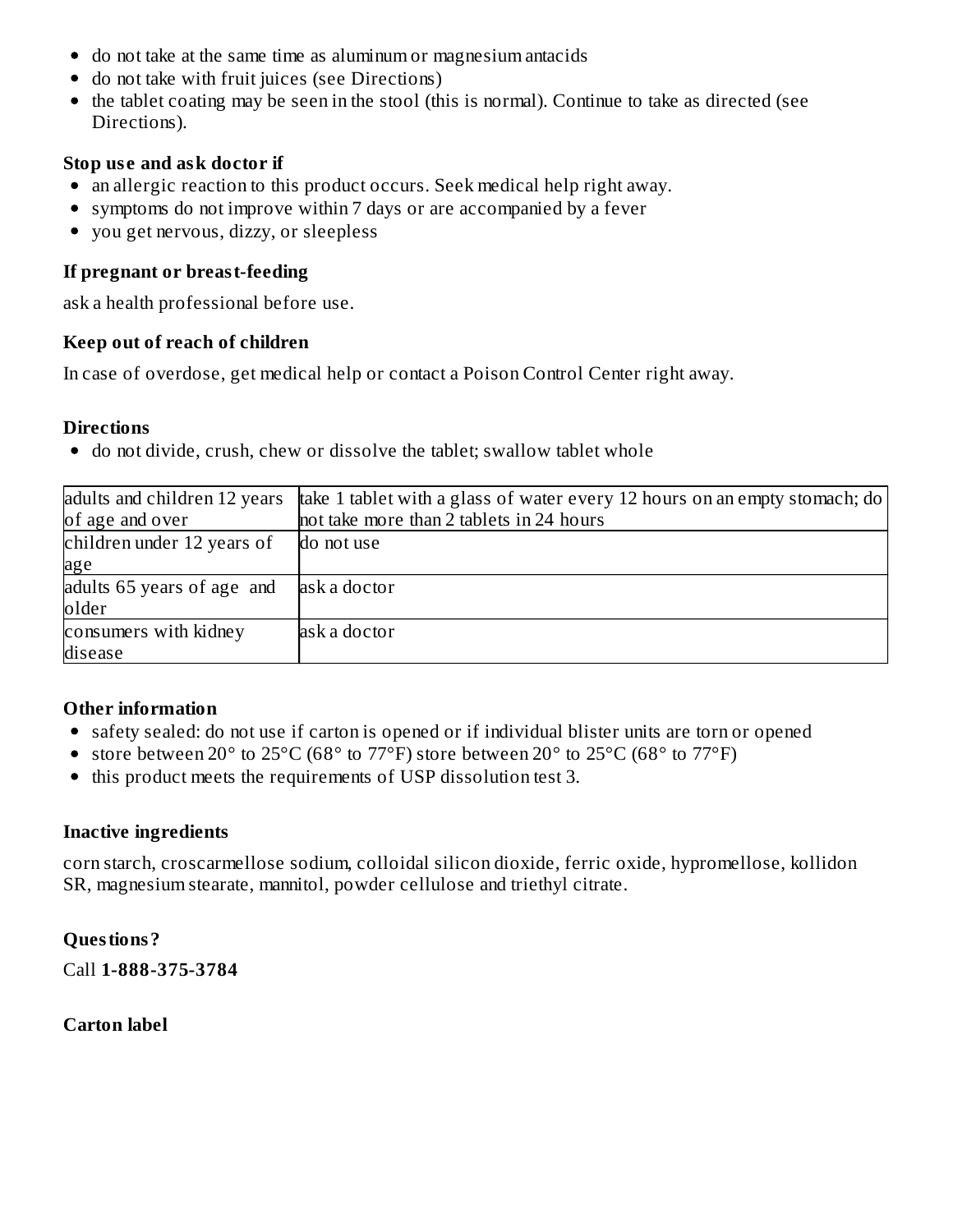- do not take at the same time as aluminum or magnesium antacids
- do not take with fruit juices (see Directions)
- the tablet coating may be seen in the stool (this is normal). Continue to take as directed (see Directions).

**Stop use and ask doctor if**

- an allergic reaction to this product occurs. Seek medical help right away.
- symptoms do not improve within 7 days or are accompanied by a fever
- you get nervous, dizzy, or sleepless

**If pregnant or breast-feeding**

ask a health professional before use.

**Keep out of reach of children**

In case of overdose, get medical help or contact a Poison Control Center right away.

**Directions**

- do not divide, crush, chew or dissolve the tablet; swallow tablet whole

| | |
|---|---|
| adults and children 12 years of age and over | take 1 tablet with a glass of water every 12 hours on an empty stomach; do not take more than 2 tablets in 24 hours |
| children under 12 years of age | do not use |
| adults 65 years of age and older | ask a doctor |
| consumers with kidney disease | ask a doctor |

**Other information**

- safety sealed: do not use if carton is opened or if individual blister units are torn or opened
- store between 20° to 25°C (68° to 77°F) store between 20° to 25°C (68° to 77°F)
- this product meets the requirements of USP dissolution test 3.

**Inactive ingredients**

corn starch, croscarmellose sodium, colloidal silicon dioxide, ferric oxide, hypromellose, kollidon SR, magnesium stearate, mannitol, powder cellulose and triethyl citrate.

**Questions?**

Call **1-888-375-3784**

**Carton label**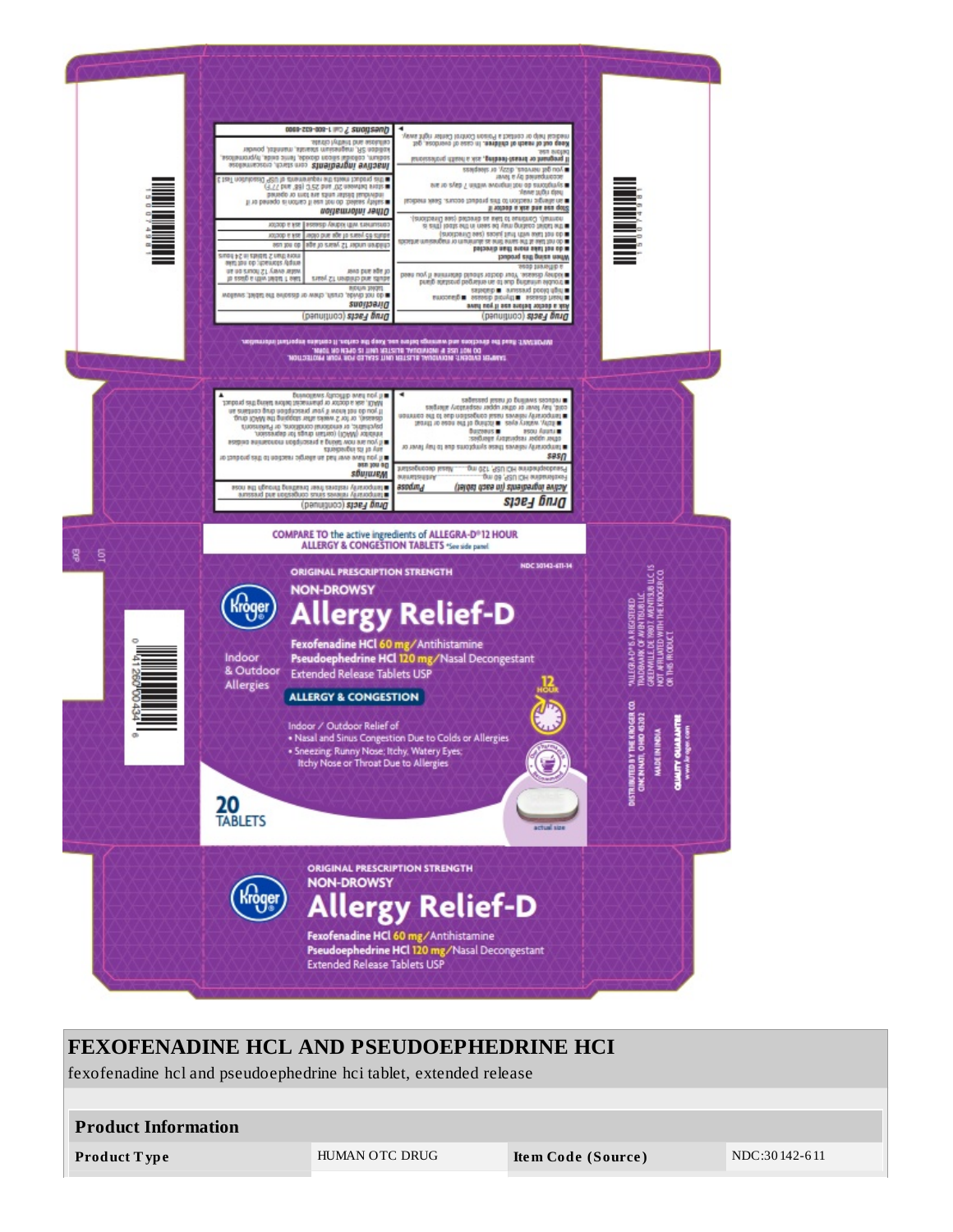Drug Facts

**Active ingredients (in each tablet)** | **Purpose**
Fexofenadine HCl USP, 60 mg ........ Antihistamine
Pseudoephedrine HCl USP, 120 mg ........ Nasal decongestant

**Uses**
- temporarily relieves these symptoms due to hay fever or other upper respiratory allergies:
  - runny nose
  - sneezing
  - itchy, watery eyes
  - itching of the nose or throat
- temporarily relieves nasal congestion due to the common cold, hay fever or other upper respiratory allergies
- reduces swelling of nasal passages
- temporarily relieves sinus congestion and pressure
- temporarily restores freer breathing through the nose

**Warnings**
**Do not use**
- if you have ever had an allergic reaction to this product or any of its ingredients
- if you are now taking a prescription monoamine oxidase inhibitor (MAOI) (certain drugs for depression, psychiatric, or emotional conditions, or Parkinson's disease), or for 2 weeks after stopping the MAOI drug. If you do not know if your prescription drug contains an MAOI, ask a doctor or pharmacist before taking this product.
- if you have difficulty swallowing

**Ask a doctor before use if you have**
- heart disease
- thyroid disease
- glaucoma
- high blood pressure
- diabetes
- trouble urinating due to an enlarged prostate gland
- kidney disease. Your doctor should determine if you need a different dose.

**When using this product**
- do not take more than directed
- do not take at the same time as aluminum or magnesium antacids
- do not take with fruit juices (see Directions)
- the tablet coating may be seen in the stool (this is normal). Continue to take as directed (see Directions).

**Stop use and ask a doctor if**
- an allergic reaction to this product occurs. Seek medical help right away.
- symptoms do not improve within 7 days or are accompanied by a fever
- you get nervous, dizzy, or sleepless

**If pregnant or breast-feeding,** ask a health professional before use.

**Keep out of reach of children.** In case of overdose, get medical help or contact a Poison Control Center right away.

**Directions**
- do not divide, crush, chew or dissolve the tablet; swallow tablet whole

| | |
|---|---|
| adults and children 12 years of age and over | take 1 tablet with a glass of water every 12 hours on an empty stomach; do not take more than 2 tablets in 24 hours |
| children under 12 years of age | do not use |
| adults 65 years of age and older | ask a doctor |
| consumers with kidney disease | ask a doctor |

**Other information**
- safety sealed: do not use if carton is opened or if individual blister units are torn or opened
- store between 20° and 25°C (68° and 77°F)
- this product meets the requirements of USP Dissolution Test 3

**Inactive ingredients** corn starch, croscarmellose sodium, colloidal silicon dioxide, ferric oxide, hypromellose, kollidon SR, magnesium stearate, mannitol, powder cellulose and triethyl citrate.

**Questions?** Call 1-800-632-6900

IMPORTANT: Read the directions and warnings before use. Keep the carton. It contains important information.

TAMPER EVIDENT: INDIVIDUAL BLISTER UNIT SEALED FOR YOUR PROTECTION. DO NOT USE IF INDIVIDUAL BLISTER UNIT IS OPEN OR TORN.

COMPARE TO the active ingredients of ALLEGRA-D® 12 HOUR ALLERGY & CONGESTION TABLETS *See side panel

NDC 30142-611-14

ORIGINAL PRESCRIPTION STRENGTH

NON-DROWSY

Kroger

# Allergy Relief-D

Indoor & Outdoor Allergies

Fexofenadine HCl 60 mg/Antihistamine
Pseudoephedrine HCl 120 mg/Nasal Decongestant
Extended Release Tablets USP

ALLERGY & CONGESTION

12 HOUR

Indoor / Outdoor Relief of
- Nasal and Sinus Congestion Due to Colds or Allergies
- Sneezing; Runny Nose; Itchy, Watery Eyes; Itchy Nose or Throat Due to Allergies

20 TABLETS

actual size

DISTRIBUTED BY THE KROGER CO. CINCINNATI, OHIO 45202
MADE IN INDIA
QUALITY GUARANTEE www.kroger.com

*ALLEGRA-D® IS A REGISTERED TRADEMARK OF AVENTISUB LLC, GREENVILLE, DE 19807. AVENTISUB LLC IS NOT AFFILIATED WITH THE KROGER CO. OR THIS PRODUCT.

LOT
EXP

## FEXOFENADINE HCL AND PSEUDOEPHEDRINE HCI

fexofenadine hcl and pseudoephedrine hci tablet, extended release

| Product Information | | | |
|---|---|---|---|
| **Product Type** | HUMAN OTC DRUG | **Item Code (Source)** | NDC:30142-611 |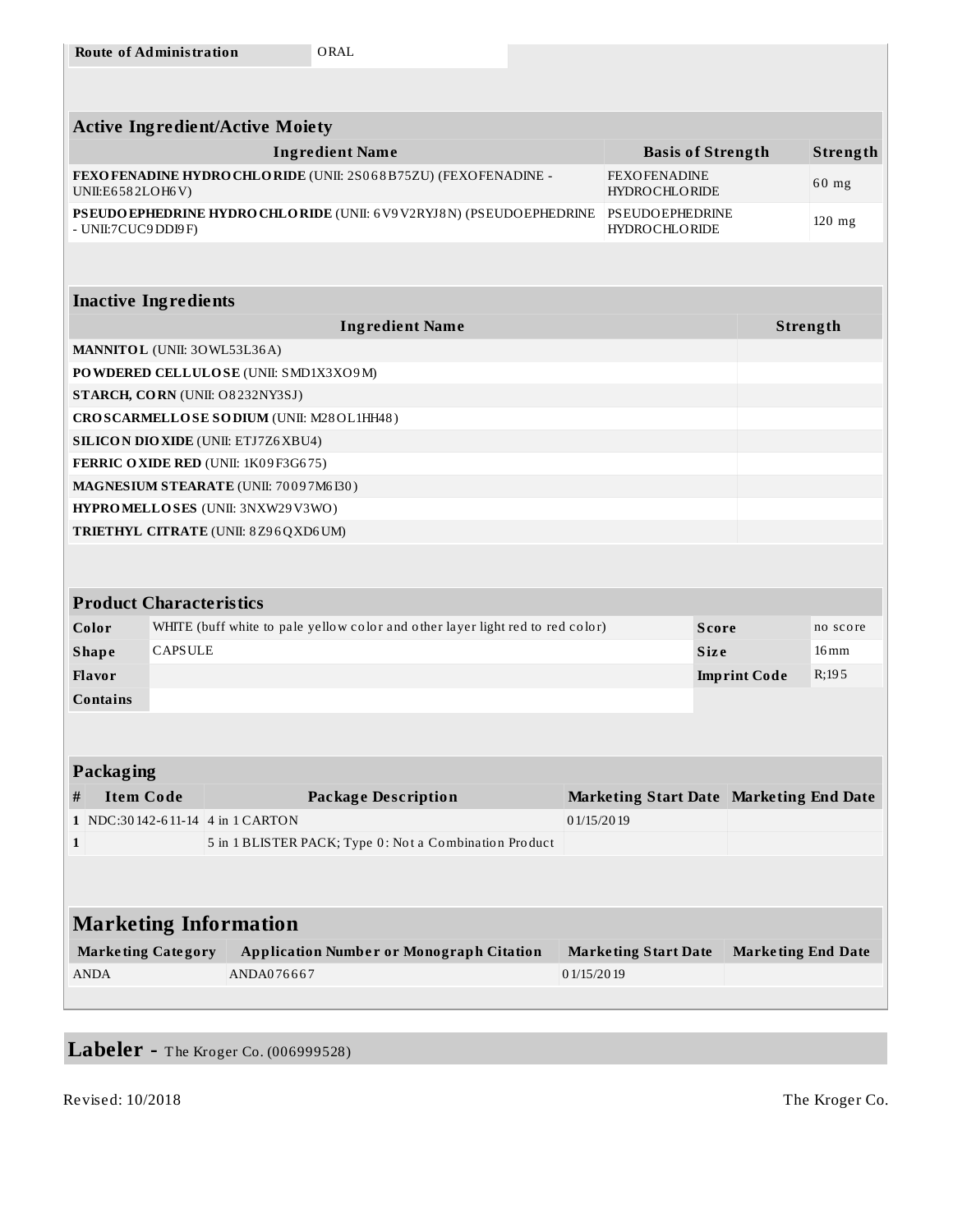| Route of Administration | ORAL |
| --- | --- |

| Active Ingredient/Active Moiety | | |
| --- | --- | --- |
| **Ingredient Name** | **Basis of Strength** | **Strength** |
| **FEXOFENADINE HYDROCHLORIDE** (UNII: 2S068B75ZU) (FEXOFENADINE - UNII:E6582LOH6V) | FEXOFENADINE HYDROCHLORIDE | 60 mg |
| **PSEUDOEPHEDRINE HYDROCHLORIDE** (UNII: 6V9V2RYJ8N) (PSEUDOEPHEDRINE - UNII:7CUC9DDI9F) | PSEUDOEPHEDRINE HYDROCHLORIDE | 120 mg |

| Inactive Ingredients | |
| --- | --- |
| **Ingredient Name** | **Strength** |
| **MANNITOL** (UNII: 3OWL53L36A) | |
| **POWDERED CELLULOSE** (UNII: SMD1X3XO9M) | |
| **STARCH, CORN** (UNII: O8232NY3SJ) | |
| **CROSCARMELLOSE SODIUM** (UNII: M28OL1HH48) | |
| **SILICON DIOXIDE** (UNII: ETJ7Z6XBU4) | |
| **FERRIC OXIDE RED** (UNII: 1K09F3G675) | |
| **MAGNESIUM STEARATE** (UNII: 70097M6I30) | |
| **HYPROMELLOSES** (UNII: 3NXW29V3WO) | |
| **TRIETHYL CITRATE** (UNII: 8Z96QXD6UM) | |

| Product Characteristics | | | |
| --- | --- | --- | --- |
| **Color** | WHITE (buff white to pale yellow color and other layer light red to red color) | **Score** | no score |
| **Shape** | CAPSULE | **Size** | 16mm |
| **Flavor** | | **Imprint Code** | R;195 |
| **Contains** | | | |

| Packaging | | | | |
| --- | --- | --- | --- | --- |
| **#** | **Item Code** | **Package Description** | **Marketing Start Date** | **Marketing End Date** |
| 1 | NDC:30142-611-14 | 4 in 1 CARTON | 01/15/2019 | |
| 1 | | 5 in 1 BLISTER PACK; Type 0: Not a Combination Product | | |

| Marketing Information | | | |
| --- | --- | --- | --- |
| **Marketing Category** | **Application Number or Monograph Citation** | **Marketing Start Date** | **Marketing End Date** |
| ANDA | ANDA076667 | 01/15/2019 | |

## Labeler - The Kroger Co. (006999528)

Revised: 10/2018

The Kroger Co.